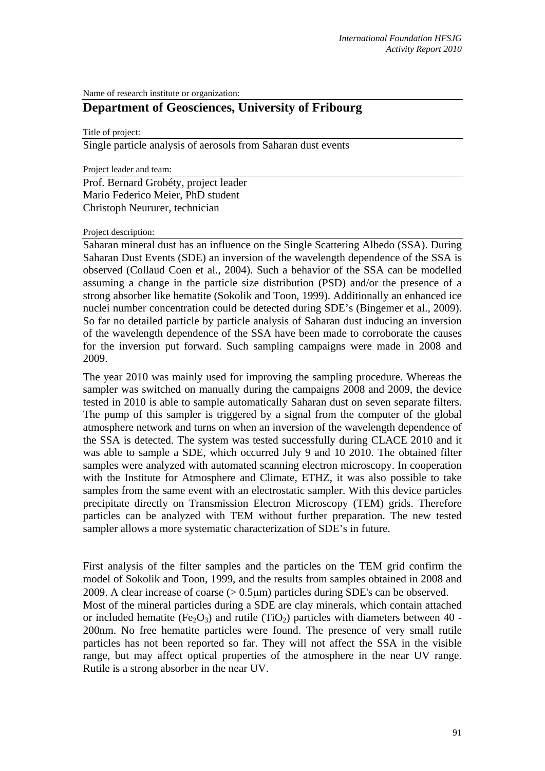Name of research institute or organization:

## Department of Geosciences, University of Fribourg

Title of project:

Single particle analysis of aerosols from Saharan dust events

Project leader and team:

Prof. Bernard Grobéty, project leader
Mario Federico Meier, PhD student
Christoph Neururer, technician

Project description:

Saharan mineral dust has an influence on the Single Scattering Albedo (SSA). During Saharan Dust Events (SDE) an inversion of the wavelength dependence of the SSA is observed (Collaud Coen et al., 2004). Such a behavior of the SSA can be modelled assuming a change in the particle size distribution (PSD) and/or the presence of a strong absorber like hematite (Sokolik and Toon, 1999). Additionally an enhanced ice nuclei number concentration could be detected during SDE's (Bingemer et al., 2009). So far no detailed particle by particle analysis of Saharan dust inducing an inversion of the wavelength dependence of the SSA have been made to corroborate the causes for the inversion put forward. Such sampling campaigns were made in 2008 and 2009.

The year 2010 was mainly used for improving the sampling procedure. Whereas the sampler was switched on manually during the campaigns 2008 and 2009, the device tested in 2010 is able to sample automatically Saharan dust on seven separate filters. The pump of this sampler is triggered by a signal from the computer of the global atmosphere network and turns on when an inversion of the wavelength dependence of the SSA is detected. The system was tested successfully during CLACE 2010 and it was able to sample a SDE, which occurred July 9 and 10 2010. The obtained filter samples were analyzed with automated scanning electron microscopy. In cooperation with the Institute for Atmosphere and Climate, ETHZ, it was also possible to take samples from the same event with an electrostatic sampler. With this device particles precipitate directly on Transmission Electron Microscopy (TEM) grids. Therefore particles can be analyzed with TEM without further preparation. The new tested sampler allows a more systematic characterization of SDE's in future.

First analysis of the filter samples and the particles on the TEM grid confirm the model of Sokolik and Toon, 1999, and the results from samples obtained in 2008 and 2009. A clear increase of coarse (> 0.5μm) particles during SDE's can be observed.
Most of the mineral particles during a SDE are clay minerals, which contain attached or included hematite ($Fe_2O_3$) and rutile ($TiO_2$) particles with diameters between 40 - 200nm. No free hematite particles were found. The presence of very small rutile particles has not been reported so far. They will not affect the SSA in the visible range, but may affect optical properties of the atmosphere in the near UV range. Rutile is a strong absorber in the near UV.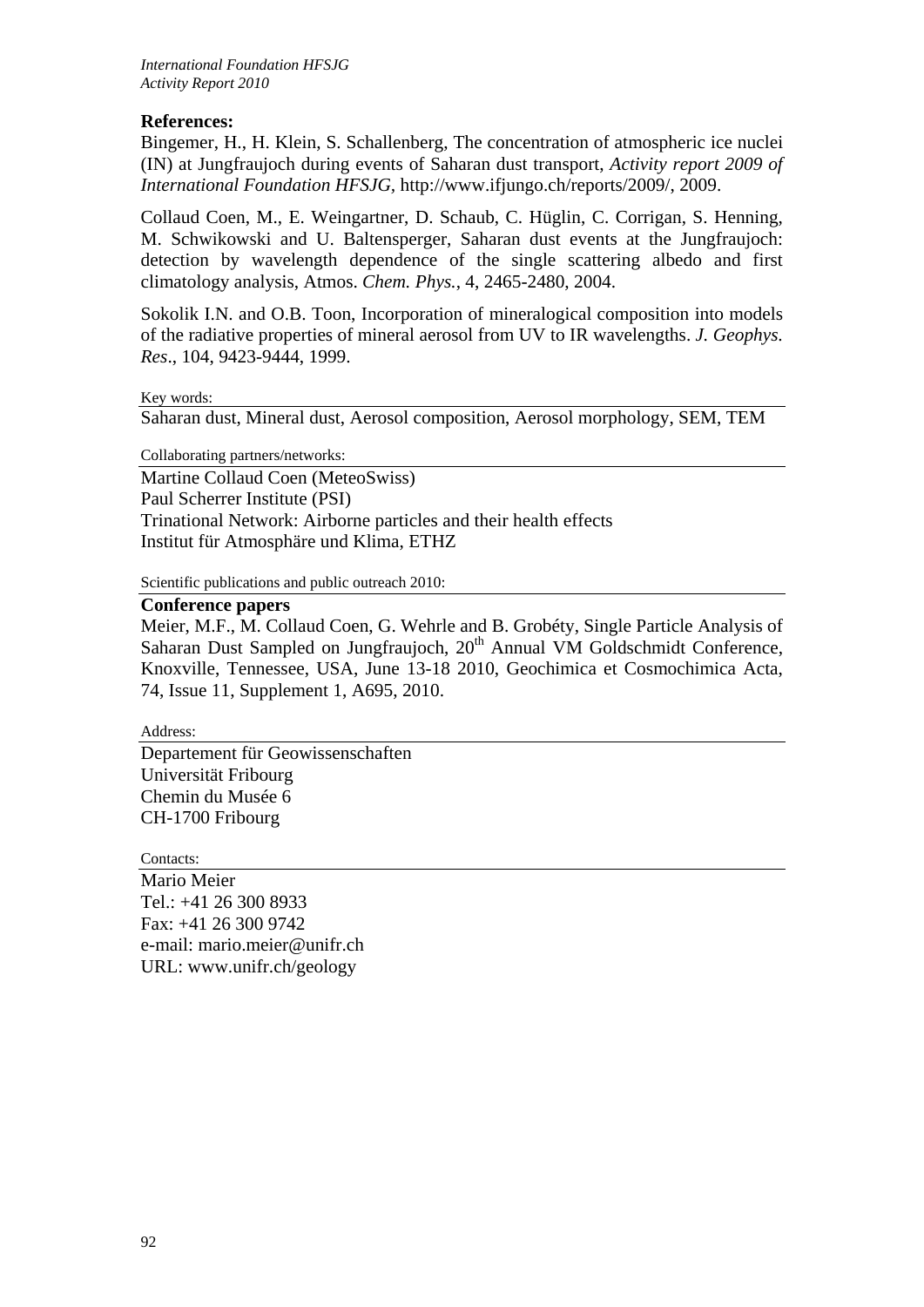**References:**

Bingemer, H., H. Klein, S. Schallenberg, The concentration of atmospheric ice nuclei (IN) at Jungfraujoch during events of Saharan dust transport, *Activity report 2009 of International Foundation HFSJG*, http://www.ifjungo.ch/reports/2009/, 2009.

Collaud Coen, M., E. Weingartner, D. Schaub, C. Hüglin, C. Corrigan, S. Henning, M. Schwikowski and U. Baltensperger, Saharan dust events at the Jungfraujoch: detection by wavelength dependence of the single scattering albedo and first climatology analysis, Atmos. *Chem. Phys.*, 4, 2465-2480, 2004.

Sokolik I.N. and O.B. Toon, Incorporation of mineralogical composition into models of the radiative properties of mineral aerosol from UV to IR wavelengths. *J. Geophys. Res*., 104, 9423-9444, 1999.

Key words:

Saharan dust, Mineral dust, Aerosol composition, Aerosol morphology, SEM, TEM

Collaborating partners/networks:

Martine Collaud Coen (MeteoSwiss)
Paul Scherrer Institute (PSI)
Trinational Network: Airborne particles and their health effects
Institut für Atmosphäre und Klima, ETHZ

Scientific publications and public outreach 2010:

**Conference papers**

Meier, M.F., M. Collaud Coen, G. Wehrle and B. Grobéty, Single Particle Analysis of Saharan Dust Sampled on Jungfraujoch, 20th Annual VM Goldschmidt Conference, Knoxville, Tennessee, USA, June 13-18 2010, Geochimica et Cosmochimica Acta, 74, Issue 11, Supplement 1, A695, 2010.

Address:

Departement für Geowissenschaften
Universität Fribourg
Chemin du Musée 6
CH-1700 Fribourg

Contacts:

Mario Meier
Tel.: +41 26 300 8933
Fax: +41 26 300 9742
e-mail: mario.meier@unifr.ch
URL: www.unifr.ch/geology